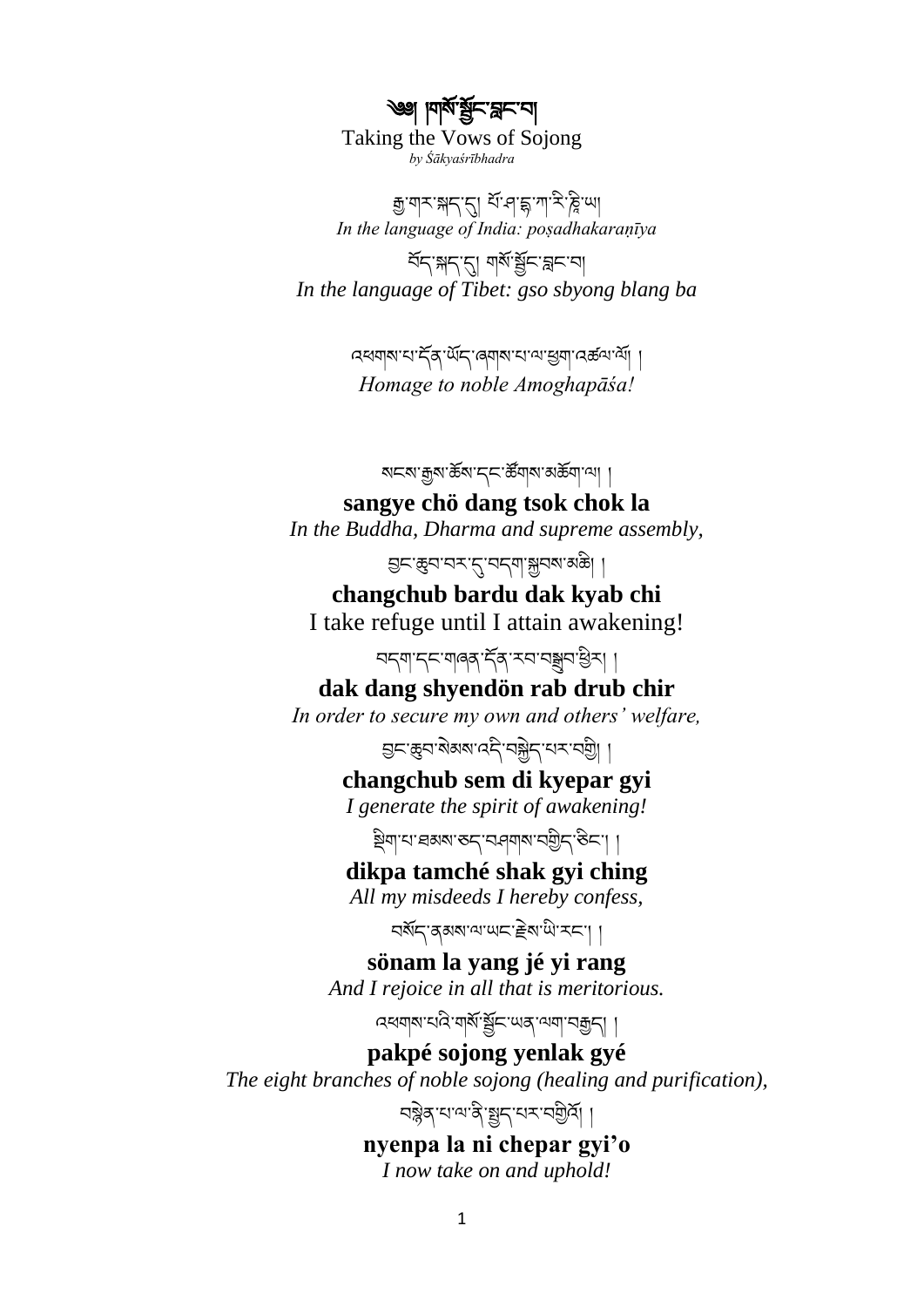# ༄༅། །གསོ་སྦྱོང་བླང་བ།

Taking the Vows of Sojong

*by Śākyaśrībhadra*

རྒྱ་གར་སྐད་དུ། པོ་ཤ་དྷ་ཀ་ར་ཎི་ཡ།

*In the language of India: poṣadhakaraṇīya*

བོད་སྐད་དུ། གསོ་སྦྱོང་བླང་བ།

*In the language of Tibet: gso sbyong blang ba*

འཕགས་པ་དོན་ཡོད་ཞགས་པ་ལ་ཕྱག་འཚལ་ལོ། །

*Homage to noble Amoghapāśa!*

སངས་རྒྱས་ཆོས་དང་ཚོགས་མཆོག་ལ། །

**sangye chö dang tsok chok la**

*In the Buddha, Dharma and supreme assembly,*

བྱང་ཆུབ་བར་དུ་བདག་སྐྱབས་མཆི། །

**changchub bardu dak kyab chi**

I take refuge until I attain awakening!

བདག་དང་གཞན་དོན་རབ་བསྒྲུབ་ཕྱིར། །

**dak dang shyendön rab drub chir**

*In order to secure my own and others' welfare,*

བྱང་ཆུབ་སེམས་འདི་བསྐྱེད་པར་བགྱི། །

**changchub sem di kyepar gyi**

*I generate the spirit of awakening!*

སྡིག་པ་ཐམས་ཅད་བཤགས་བགྱིད་ཅིང་། །

**dikpa tamché shak gyi ching**

*All my misdeeds I hereby confess,*

བསོད་ནམས་ལ་ཡང་རྗེས་ཡི་རང་། །

**sönam la yang jé yi rang**

*And I rejoice in all that is meritorious.*

འཕགས་པའི་གསོ་སྦྱོང་ཡན་ལག་བརྒྱད། །

**pakpé sojong yenlak gyé**

*The eight branches of noble sojong (healing and purification),*

བསྙེན་པ་ལ་ནི་སྤྱད་པར་བགྱིའོ། །

**nyenpa la ni chepar gyi'o**

*I now take on and uphold!*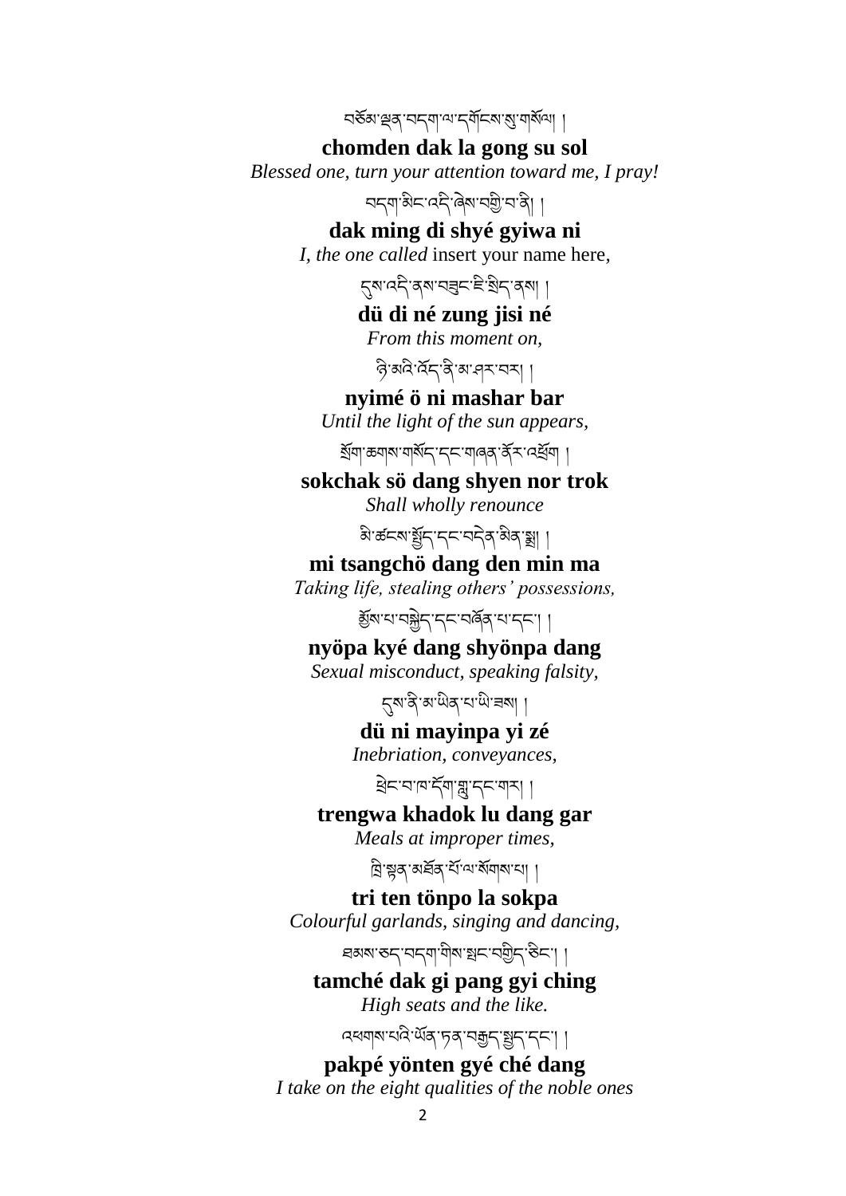བཅོམ་ལྡན་བདག་ལ་དགོངས་སུ་གསོལ། །

**chomden dak la gong su sol**

*Blessed one, turn your attention toward me, I pray!*

བདག་མིང་འདི་ཞེས་བགྱི་བ་ནི། །

**dak ming di shyé gyiwa ni**

*I, the one called* insert your name here,

དུས་འདི་ནས་བཟུང་ཇི་སྲིད་ནས། །

**dü di né zung jisi né**

*From this moment on,*

ཉི་མའི་འོད་ནི་མ་ཤར་བར། །

**nyimé ö ni mashar bar**

*Until the light of the sun appears,*

སྲོག་ཆགས་གསོད་དང་གཞན་ནོར་འཕྲོག །

**sokchak sö dang shyen nor trok**

*Shall wholly renounce*

མི་ཚངས་སྤྱོད་དང་བདེན་མིན་སྨྲ། །

**mi tsangchö dang den min ma**

*Taking life, stealing others' possessions,*

སྨྱོས་པ་བསྐྱེད་དང་བཞོན་པ་དང་། །

**nyöpa kyé dang shyönpa dang**

*Sexual misconduct, speaking falsity,*

དུས་ནི་མ་ཡིན་པ་ཡི་ཟས། །

**dü ni mayinpa yi zé**

*Inebriation, conveyances,*

ཕྲེང་བ་ཁ་དོག་གླུ་དང་གར། །

**trengwa khadok lu dang gar**

*Meals at improper times,*

ཁྲི་སྟན་མཐོན་པོ་ལ་སོགས་པ། །

**tri ten tönpo la sokpa**

*Colourful garlands, singing and dancing,*

ཐམས་ཅད་བདག་གིས་སྤང་བགྱིད་ཅིང་། །

**tamché dak gi pang gyi ching**

*High seats and the like.*

འཕགས་པའི་ཡོན་ཏན་བརྒྱད་སྡུད་དང་། །

**pakpé yönten gyé ché dang**

*I take on the eight qualities of the noble ones*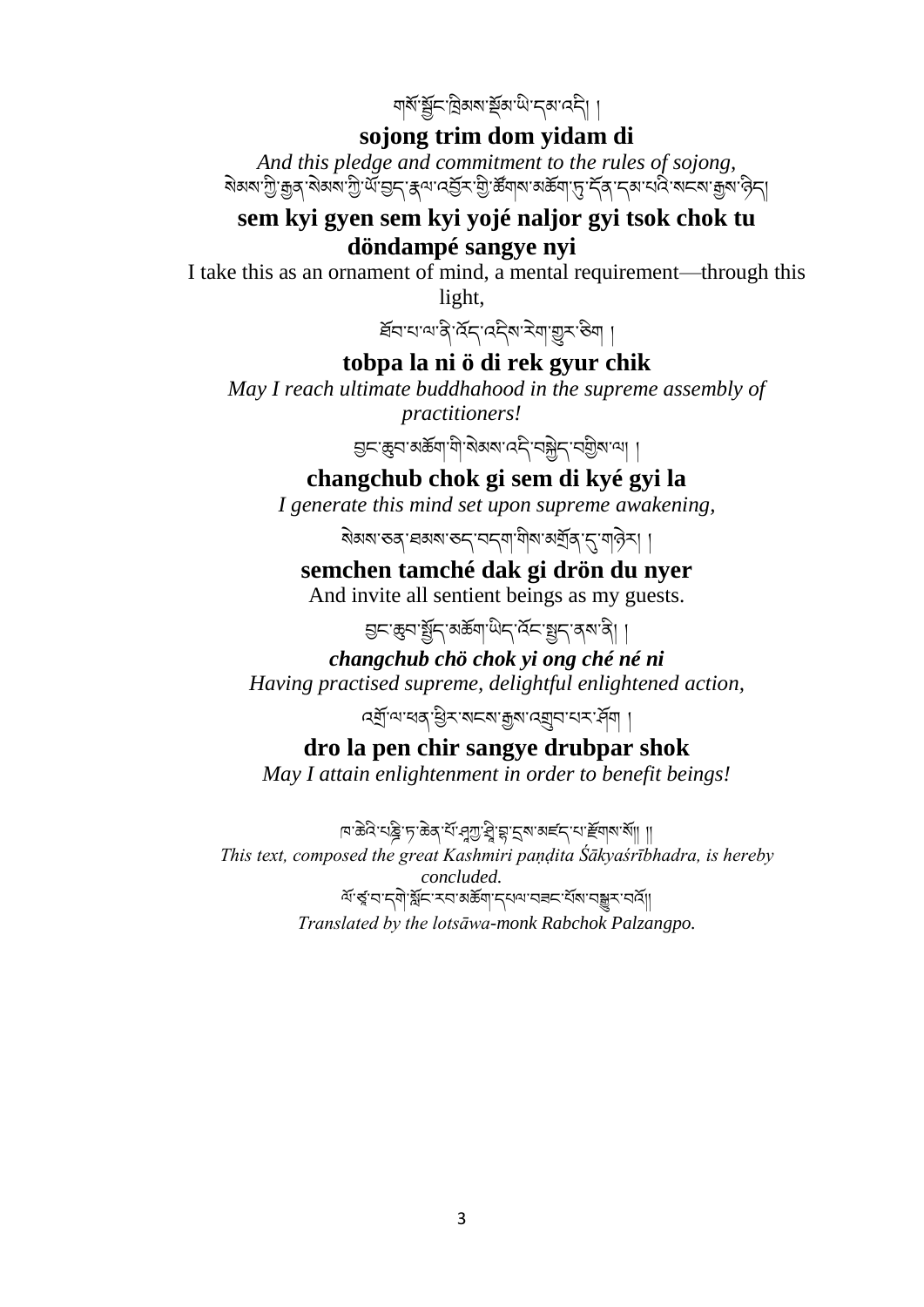གསོ་སྦྱོང་ཁྲིམས་སྡོམ་ཡི་དམ་འདི། །

**sojong trim dom yidam di**

*And this pledge and commitment to the rules of sojong,*

སེམས་ཀྱི་རྒྱན་སེམས་ཀྱི་ཡོ་བྱད་རྣལ་འབྱོར་གྱི་ཚོགས་མཆོག་ཏུ་དོན་དམ་པའི་སངས་རྒྱས་ཉིད།

**sem kyi gyen sem kyi yojé naljor gyi tsok chok tu döndampé sangye nyi**

I take this as an ornament of mind, a mental requirement—through this light,

ཐོབ་པ་ལ་ནི་འོད་འདིས་རེག་གྱུར་ཅིག །

**tobpa la ni ö di rek gyur chik**

*May I reach ultimate buddhahood in the supreme assembly of practitioners!*

བྱང་ཆུབ་མཆོག་གི་སེམས་འདི་བསྐྱེད་བགྱིས་ལ། །

**changchub chok gi sem di kyé gyi la**

*I generate this mind set upon supreme awakening,*

སེམས་ཅན་ཐམས་ཅད་བདག་གིས་མགྲོན་དུ་གཉེར། །

**semchen tamché dak gi drön du nyer**

And invite all sentient beings as my guests.

བྱང་ཆུབ་སྤྱོད་མཆོག་ཡིད་འོང་སྤྱད་ནས་ནི། །

***changchub chö chok yi ong ché né ni***

*Having practised supreme, delightful enlightened action,*

འགྲོ་ལ་ཕན་ཕྱིར་སངས་རྒྱས་འགྲུབ་པར་ཤོག །

**dro la pen chir sangye drubpar shok**

*May I attain enlightenment in order to benefit beings!*

ཁ་ཆེའི་པཎྜི་ཏ་ཆེན་པོ་ཤཱཀྱ་ཤྲཱི་བྷ་དྲས་མཛད་པ་རྫོགས་སོ། །།

*This text, composed the great Kashmiri paṇḍita Śākyaśrībhadra, is hereby concluded.*

ལོ་ཙཱ་བ་དགེ་སློང་རབ་མཆོག་དཔལ་བཟང་པོས་བསྒྱུར་བའོ།།

*Translated by the lotsāwa-monk Rabchok Palzangpo.*